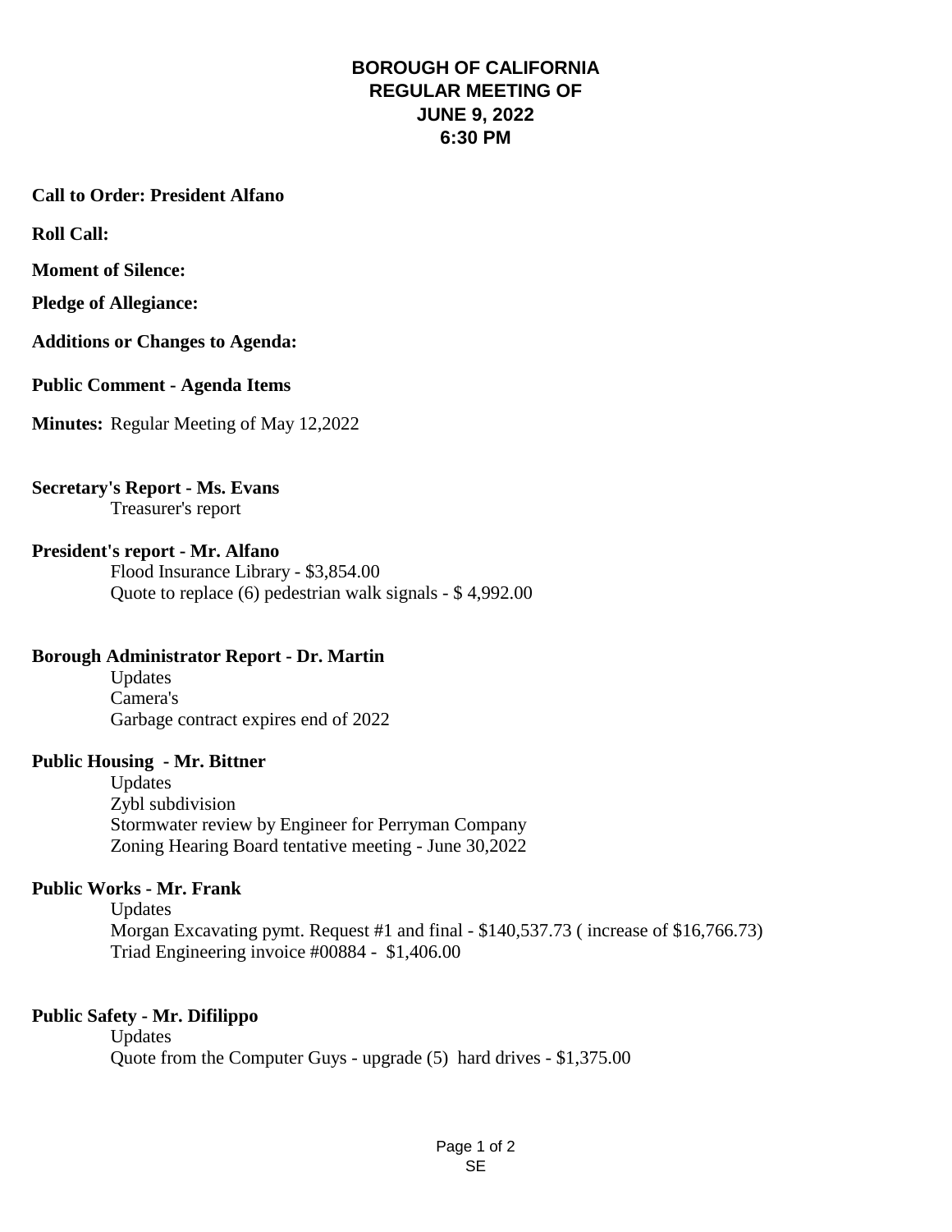# BOROUGH OF CALIFORNIA
# REGULAR MEETING OF
# JUNE 9, 2022
# 6:30 PM

**Call to Order: President Alfano**

**Roll Call:**

**Moment of Silence:**

**Pledge of Allegiance:**

**Additions or Changes to Agenda:**

**Public Comment - Agenda Items**

**Minutes:** Regular Meeting of May 12,2022

**Secretary's Report - Ms. Evans**

Treasurer's report

**President's report - Mr. Alfano**

Flood Insurance Library - $3,854.00
Quote to replace (6) pedestrian walk signals - $ 4,992.00

**Borough Administrator Report - Dr. Martin**

Updates
Camera's
Garbage contract expires end of 2022

**Public Housing - Mr. Bittner**

Updates
Zybl subdivision
Stormwater review by Engineer for Perryman Company
Zoning Hearing Board tentative meeting - June 30,2022

**Public Works - Mr. Frank**

Updates
Morgan Excavating pymt. Request #1 and final - $140,537.73 ( increase of $16,766.73)
Triad Engineering invoice #00884 - $1,406.00

**Public Safety - Mr. Difilippo**

Updates
Quote from the Computer Guys - upgrade (5) hard drives - $1,375.00

SE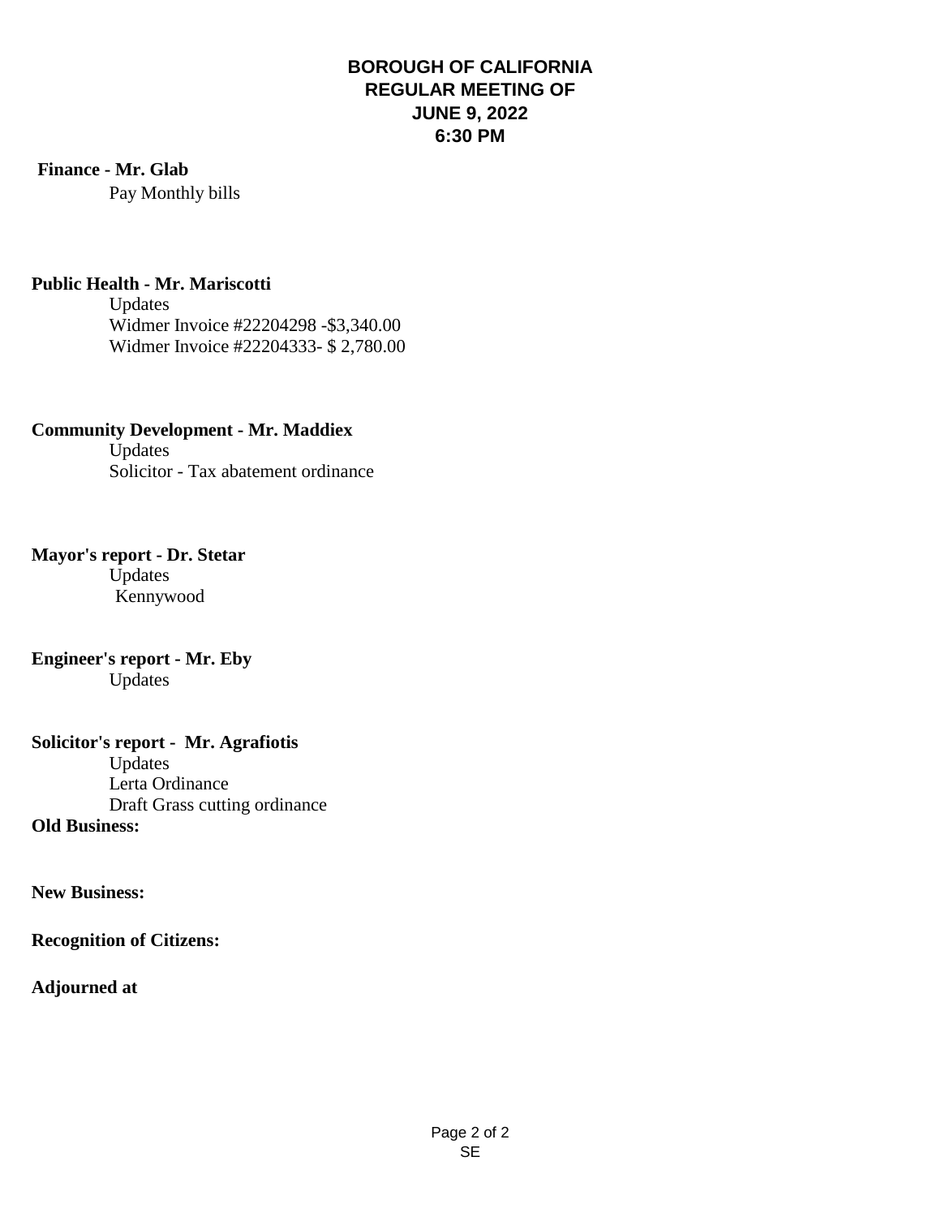**BOROUGH OF CALIFORNIA**
**REGULAR MEETING OF**
**JUNE 9, 2022**
**6:30 PM**

**Finance - Mr. Glab**

Pay Monthly bills

**Public Health - Mr. Mariscotti**

Updates
Widmer Invoice #22204298 -$3,340.00
Widmer Invoice #22204333- $ 2,780.00

**Community Development - Mr. Maddiex**

Updates
Solicitor - Tax abatement ordinance

**Mayor's report - Dr. Stetar**

Updates
Kennywood

**Engineer's report - Mr. Eby**

Updates

**Solicitor's report - Mr. Agrafiotis**

Updates
Lerta Ordinance
Draft Grass cutting ordinance

**Old Business:**

**New Business:**

**Recognition of Citizens:**

**Adjourned at**

SE